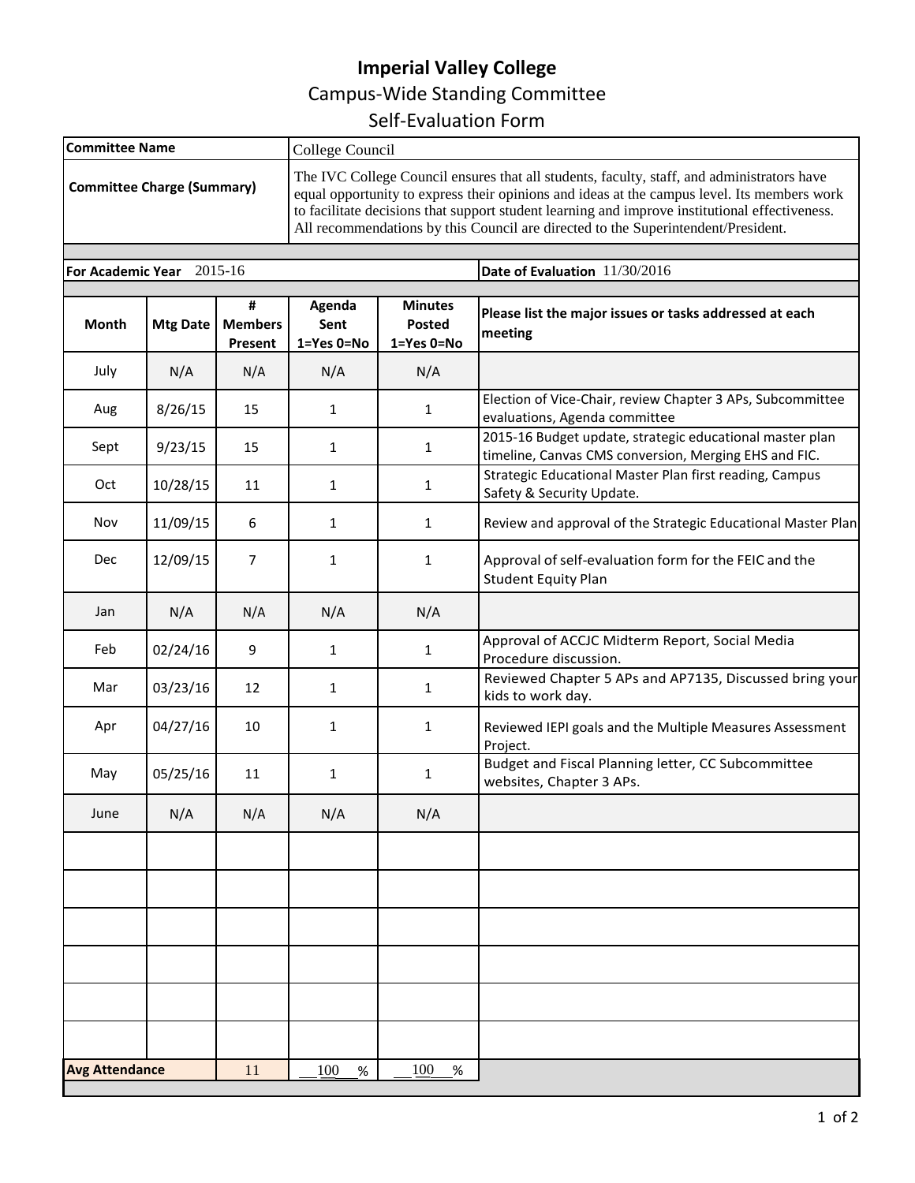# Imperial Valley College

## Campus-Wide Standing Committee

## Self-Evaluation Form

| | |
|---|---|
| **Committee Name** | College Council |
| **Committee Charge (Summary)** | The IVC College Council ensures that all students, faculty, staff, and administrators have equal opportunity to express their opinions and ideas at the campus level. Its members work to facilitate decisions that support student learning and improve institutional effectiveness. All recommendations by this Council are directed to the Superintendent/President. |

**For Academic Year** 2015-16

**Date of Evaluation** 11/30/2016

| Month | Mtg Date | # Members Present | Agenda Sent 1=Yes 0=No | Minutes Posted 1=Yes 0=No | Please list the major issues or tasks addressed at each meeting |
|---|---|---|---|---|---|
| July | N/A | N/A | N/A | N/A | |
| Aug | 8/26/15 | 15 | 1 | 1 | Election of Vice-Chair, review Chapter 3 APs, Subcommittee evaluations, Agenda committee |
| Sept | 9/23/15 | 15 | 1 | 1 | 2015-16 Budget update, strategic educational master plan timeline, Canvas CMS conversion, Merging EHS and FIC. |
| Oct | 10/28/15 | 11 | 1 | 1 | Strategic Educational Master Plan first reading, Campus Safety & Security Update. |
| Nov | 11/09/15 | 6 | 1 | 1 | Review and approval of the Strategic Educational Master Plan |
| Dec | 12/09/15 | 7 | 1 | 1 | Approval of self-evaluation form for the FEIC and the Student Equity Plan |
| Jan | N/A | N/A | N/A | N/A | |
| Feb | 02/24/16 | 9 | 1 | 1 | Approval of ACCJC Midterm Report, Social Media Procedure discussion. |
| Mar | 03/23/16 | 12 | 1 | 1 | Reviewed Chapter 5 APs and AP7135, Discussed bring your kids to work day. |
| Apr | 04/27/16 | 10 | 1 | 1 | Reviewed IEPI goals and the Multiple Measures Assessment Project. |
| May | 05/25/16 | 11 | 1 | 1 | Budget and Fiscal Planning letter, CC Subcommittee websites, Chapter 3 APs. |
| June | N/A | N/A | N/A | N/A | |
| | | | | | |
| | | | | | |
| | | | | | |
| | | | | | |
| | | | | | |
| | | | | | |
| **Avg Attendance** | | 11 | 100 % | 100 % | |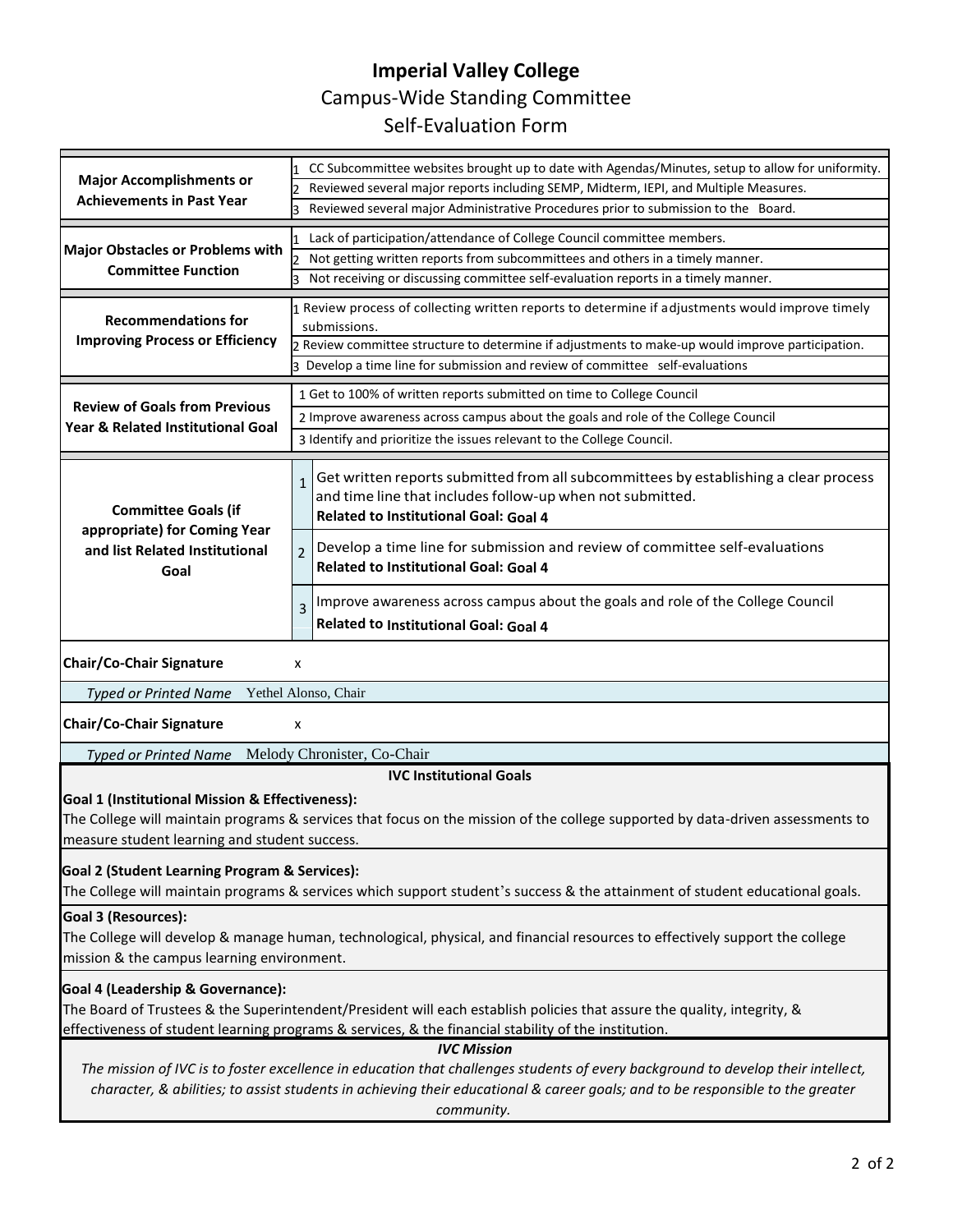# Imperial Valley College

## Campus-Wide Standing Committee

## Self-Evaluation Form

| | |
|---|---|
| **Major Accomplishments or Achievements in Past Year** | 1 CC Subcommittee websites brought up to date with Agendas/Minutes, setup to allow for uniformity.<br>2 Reviewed several major reports including SEMP, Midterm, IEPI, and Multiple Measures.<br>3 Reviewed several major Administrative Procedures prior to submission to the Board. |
| **Major Obstacles or Problems with Committee Function** | 1 Lack of participation/attendance of College Council committee members.<br>2 Not getting written reports from subcommittees and others in a timely manner.<br>3 Not receiving or discussing committee self-evaluation reports in a timely manner. |
| **Recommendations for Improving Process or Efficiency** | 1 Review process of collecting written reports to determine if adjustments would improve timely submissions.<br>2 Review committee structure to determine if adjustments to make-up would improve participation.<br>3 Develop a time line for submission and review of committee self-evaluations |
| **Review of Goals from Previous Year & Related Institutional Goal** | 1 Get to 100% of written reports submitted on time to College Council<br>2 Improve awareness across campus about the goals and role of the College Council<br>3 Identify and prioritize the issues relevant to the College Council. |
| **Committee Goals (if appropriate) for Coming Year and list Related Institutional Goal** | 1 Get written reports submitted from all subcommittees by establishing a clear process and time line that includes follow-up when not submitted. **Related to Institutional Goal: Goal 4**<br>2 Develop a time line for submission and review of committee self-evaluations **Related to Institutional Goal: Goal 4**<br>3 Improve awareness across campus about the goals and role of the College Council **Related to Institutional Goal: Goal 4** |
| **Chair/Co-Chair Signature** | x |
| *Typed or Printed Name* | Yethel Alonso, Chair |
| **Chair/Co-Chair Signature** | x |
| *Typed or Printed Name* | Melody Chronister, Co-Chair |

### IVC Institutional Goals

**Goal 1 (Institutional Mission & Effectiveness):**
The College will maintain programs & services that focus on the mission of the college supported by data-driven assessments to measure student learning and student success.

**Goal 2 (Student Learning Program & Services):**
The College will maintain programs & services which support student's success & the attainment of student educational goals.

**Goal 3 (Resources):**
The College will develop & manage human, technological, physical, and financial resources to effectively support the college mission & the campus learning environment.

**Goal 4 (Leadership & Governance):**
The Board of Trustees & the Superintendent/President will each establish policies that assure the quality, integrity, & effectiveness of student learning programs & services, & the financial stability of the institution.

***IVC Mission***

*The mission of IVC is to foster excellence in education that challenges students of every background to develop their intellect, character, & abilities; to assist students in achieving their educational & career goals; and to be responsible to the greater community.*